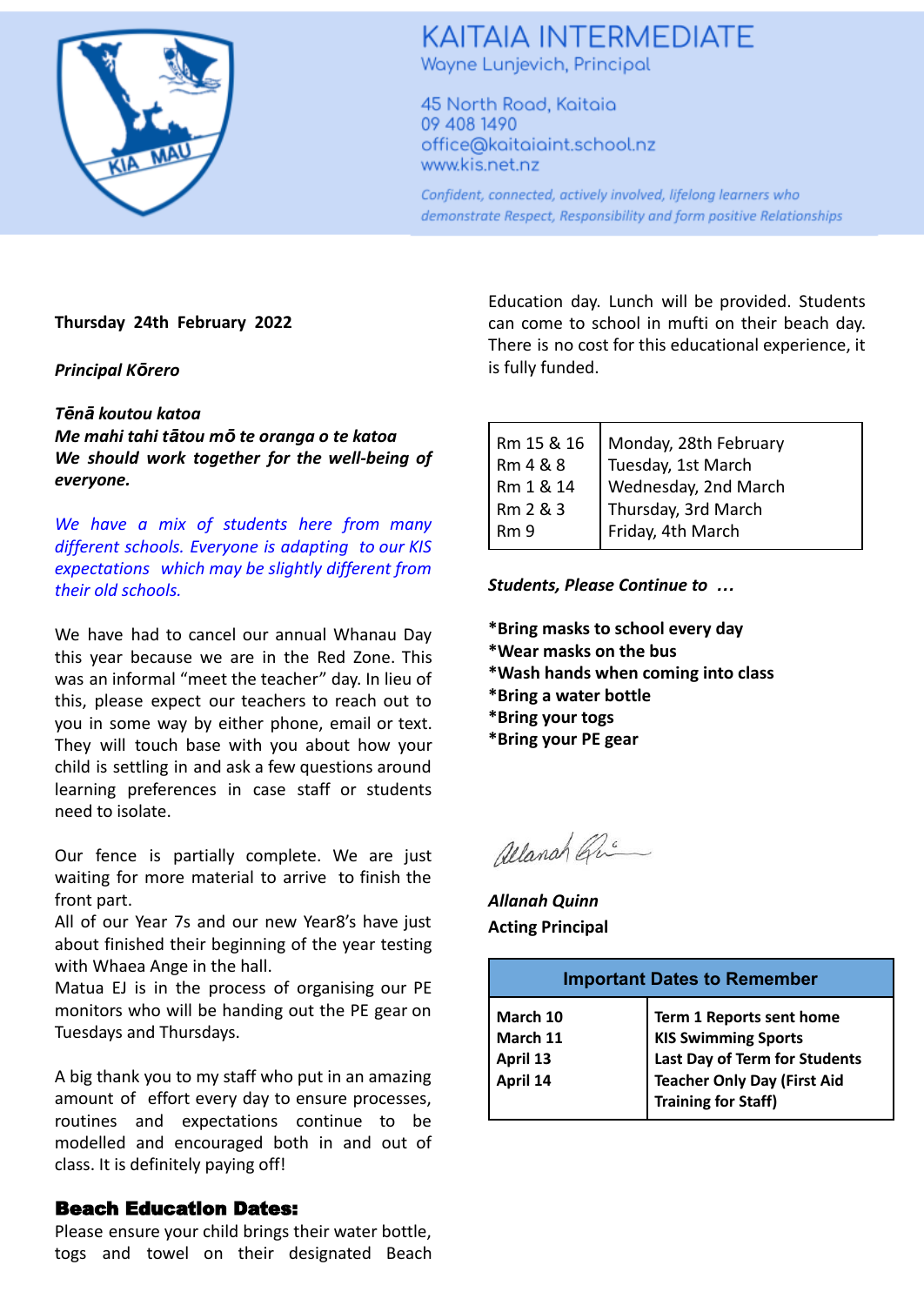# KAITAIA INTERMEDIATE

Wayne Lunjevich, Principal

45 North Road, Kaitaia
09 408 1490
office@kaitaiaint.school.nz
www.kis.net.nz

*Confident, connected, actively involved, lifelong learners who demonstrate Respect, Responsibility and form positive Relationships*

**Thursday 24th February 2022**

***Principal Kōrero***

***Tēnā koutou katoa***
***Me mahi tahi tātou mō te oranga o te katoa***
***We should work together for the well-being of everyone.***

*We have a mix of students here from many different schools. Everyone is adapting to our KIS expectations which may be slightly different from their old schools.*

We have had to cancel our annual Whanau Day this year because we are in the Red Zone. This was an informal "meet the teacher" day. In lieu of this, please expect our teachers to reach out to you in some way by either phone, email or text. They will touch base with you about how your child is settling in and ask a few questions around learning preferences in case staff or students need to isolate.

Our fence is partially complete. We are just waiting for more material to arrive to finish the front part.
All of our Year 7s and our new Year8's have just about finished their beginning of the year testing with Whaea Ange in the hall.
Matua EJ is in the process of organising our PE monitors who will be handing out the PE gear on Tuesdays and Thursdays.

A big thank you to my staff who put in an amazing amount of effort every day to ensure processes, routines and expectations continue to be modelled and encouraged both in and out of class. It is definitely paying off!

## Beach Education Dates:

Please ensure your child brings their water bottle, togs and towel on their designated Beach Education day. Lunch will be provided. Students can come to school in mufti on their beach day. There is no cost for this educational experience, it is fully funded.

| | |
|---|---|
| Rm 15 & 16 | Monday, 28th February |
| Rm 4 & 8 | Tuesday, 1st March |
| Rm 1 & 14 | Wednesday, 2nd March |
| Rm 2 & 3 | Thursday, 3rd March |
| Rm 9 | Friday, 4th March |

***Students, Please Continue to …***

**\*Bring masks to school every day**
**\*Wear masks on the bus**
**\*Wash hands when coming into class**
**\*Bring a water bottle**
**\*Bring your togs**
**\*Bring your PE gear**

***Allanah Quinn***
**Acting Principal**

| Important Dates to Remember | |
|---|---|
| **March 10** | **Term 1 Reports sent home** |
| **March 11** | **KIS Swimming Sports** |
| **April 13** | **Last Day of Term for Students** |
| **April 14** | **Teacher Only Day (First Aid Training for Staff)** |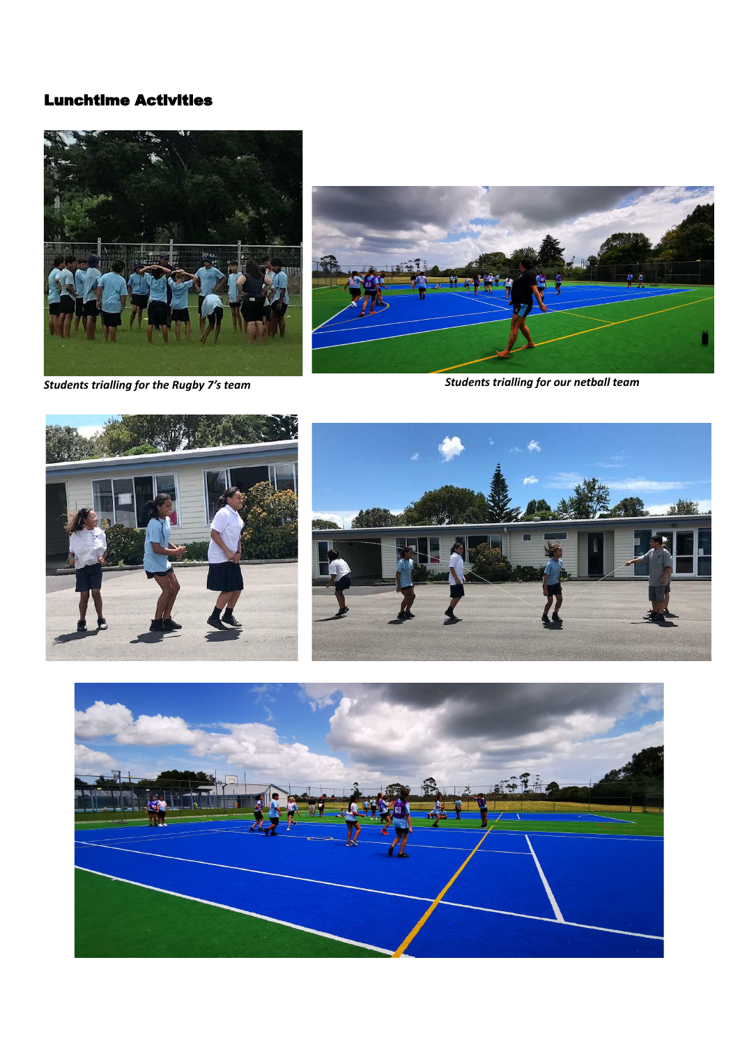## Lunchtime Activities

*Students trialling for the Rugby 7's team*

*Students trialling for our netball team*